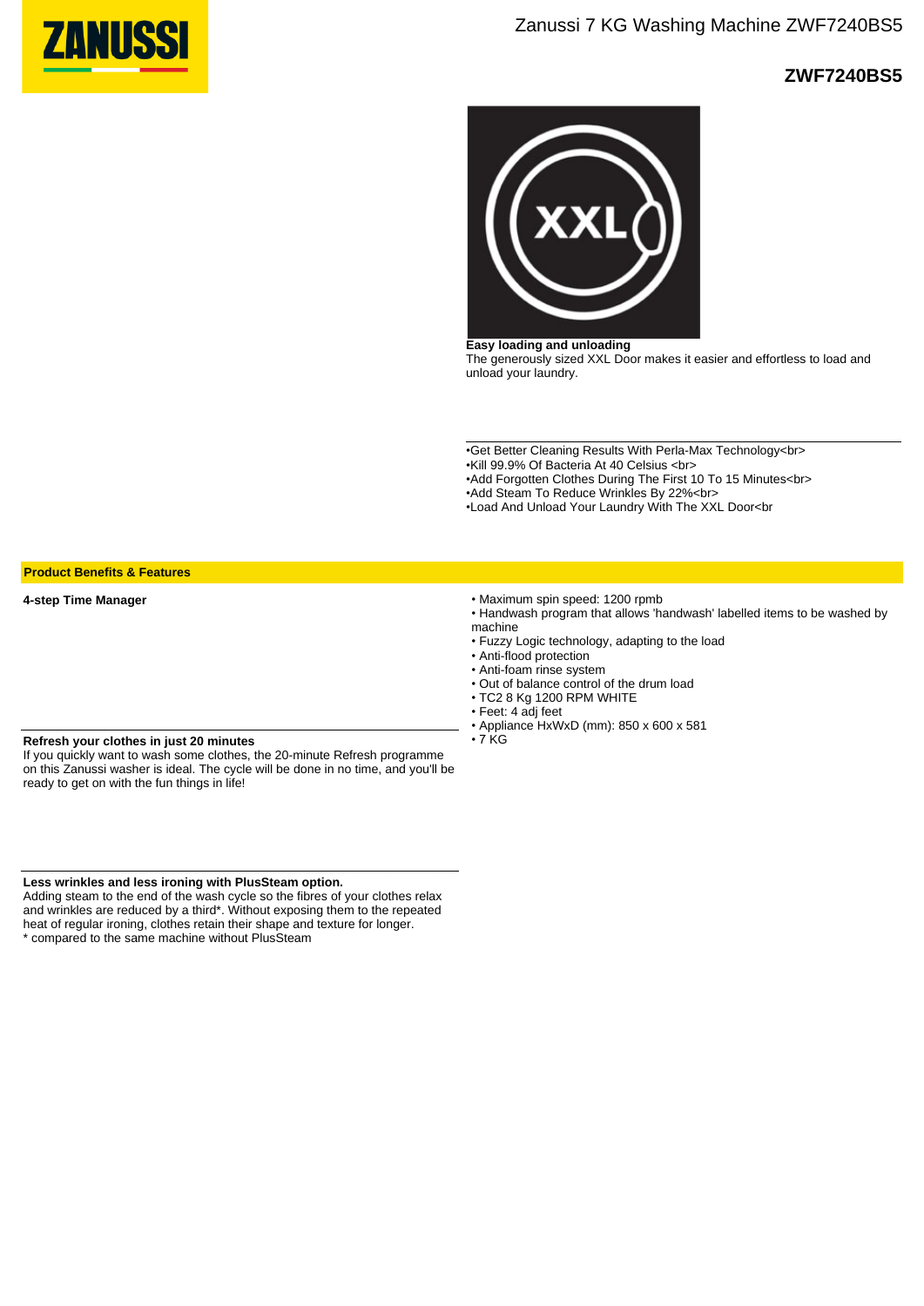# Zanussi 7 KG Washing Machine ZWF7240BS5

## ZWF7240BS5

**Easy loading and unloading**
The generously sized XXL Door makes it easier and effortless to load and unload your laundry.

•Get Better Cleaning Results With Perla-Max Technology<br>
•Kill 99.9% Of Bacteria At 40 Celsius <br>
•Add Forgotten Clothes During The First 10 To 15 Minutes<br>
•Add Steam To Reduce Wrinkles By 22%<br>
•Load And Unload Your Laundry With The XXL Door<br

## Product Benefits & Features

**4-step Time Manager**

**Refresh your clothes in just 20 minutes**
If you quickly want to wash some clothes, the 20-minute Refresh programme on this Zanussi washer is ideal. The cycle will be done in no time, and you'll be ready to get on with the fun things in life!

**Less wrinkles and less ironing with PlusSteam option.**
Adding steam to the end of the wash cycle so the fibres of your clothes relax and wrinkles are reduced by a third*. Without exposing them to the repeated heat of regular ironing, clothes retain their shape and texture for longer.
* compared to the same machine without PlusSteam

- Maximum spin speed: 1200 rpmb
- Handwash program that allows 'handwash' labelled items to be washed by machine
- Fuzzy Logic technology, adapting to the load
- Anti-flood protection
- Anti-foam rinse system
- Out of balance control of the drum load
- TC2 8 Kg 1200 RPM WHITE
- Feet: 4 adj feet
- Appliance HxWxD (mm): 850 x 600 x 581
- 7 KG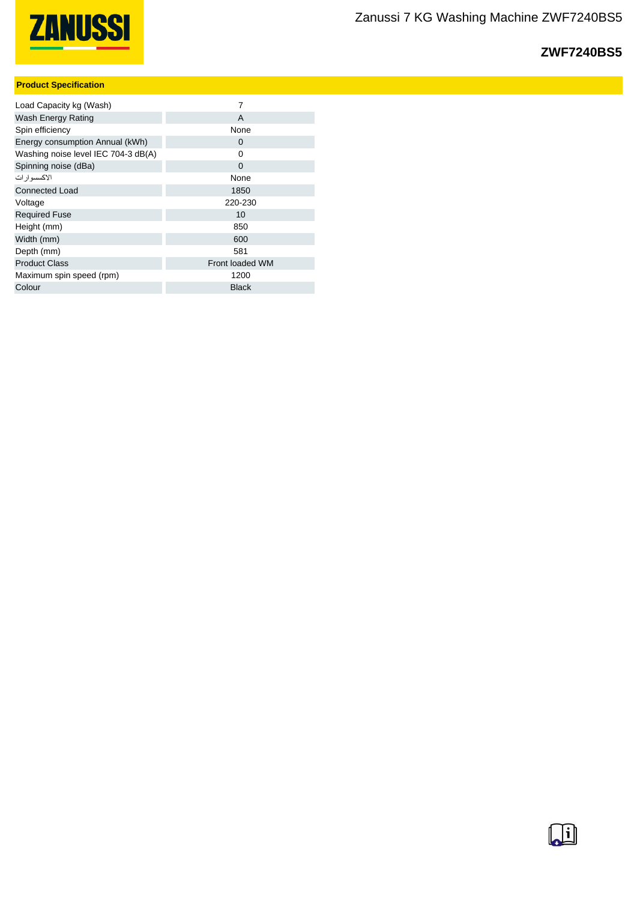Zanussi 7 KG Washing Machine ZWF7240BS5

**ZWF7240BS5**

## Product Specification

| | |
|---|---|
| Load Capacity kg (Wash) | 7 |
| Wash Energy Rating | A |
| Spin efficiency | None |
| Energy consumption Annual (kWh) | 0 |
| Washing noise level IEC 704-3 dB(A) | 0 |
| Spinning noise (dBa) | 0 |
| الاكسسوارات | None |
| Connected Load | 1850 |
| Voltage | 220-230 |
| Required Fuse | 10 |
| Height (mm) | 850 |
| Width (mm) | 600 |
| Depth (mm) | 581 |
| Product Class | Front loaded WM |
| Maximum spin speed (rpm) | 1200 |
| Colour | Black |